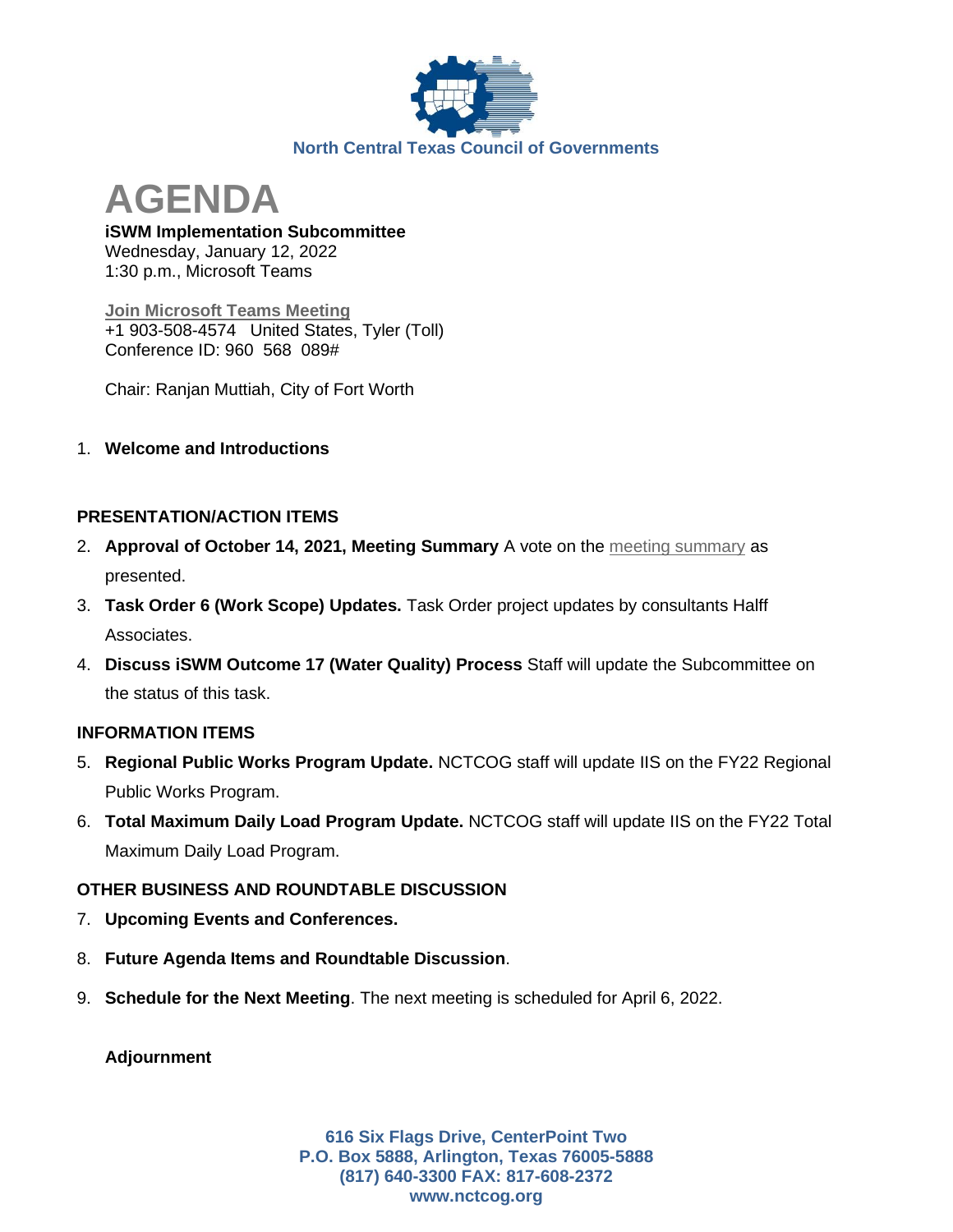North Central Texas Council of Governments

# AGENDA

**iSWM Implementation Subcommittee**
Wednesday, January 12, 2022
1:30 p.m., Microsoft Teams

Join Microsoft Teams Meeting
+1 903-508-4574 United States, Tyler (Toll)
Conference ID: 960 568 089#

Chair: Ranjan Muttiah, City of Fort Worth

1. **Welcome and Introductions**

### PRESENTATION/ACTION ITEMS

2. **Approval of October 14, 2021, Meeting Summary** A vote on the meeting summary as presented.
3. **Task Order 6 (Work Scope) Updates.** Task Order project updates by consultants Halff Associates.
4. **Discuss iSWM Outcome 17 (Water Quality) Process** Staff will update the Subcommittee on the status of this task.

### INFORMATION ITEMS

5. **Regional Public Works Program Update.** NCTCOG staff will update IIS on the FY22 Regional Public Works Program.
6. **Total Maximum Daily Load Program Update.** NCTCOG staff will update IIS on the FY22 Total Maximum Daily Load Program.

### OTHER BUSINESS AND ROUNDTABLE DISCUSSION

7. **Upcoming Events and Conferences.**
8. **Future Agenda Items and Roundtable Discussion**.
9. **Schedule for the Next Meeting**. The next meeting is scheduled for April 6, 2022.

**Adjournment**

**616 Six Flags Drive, CenterPoint Two**
**P.O. Box 5888, Arlington, Texas 76005-5888**
**(817) 640-3300 FAX: 817-608-2372**
**www.nctcog.org**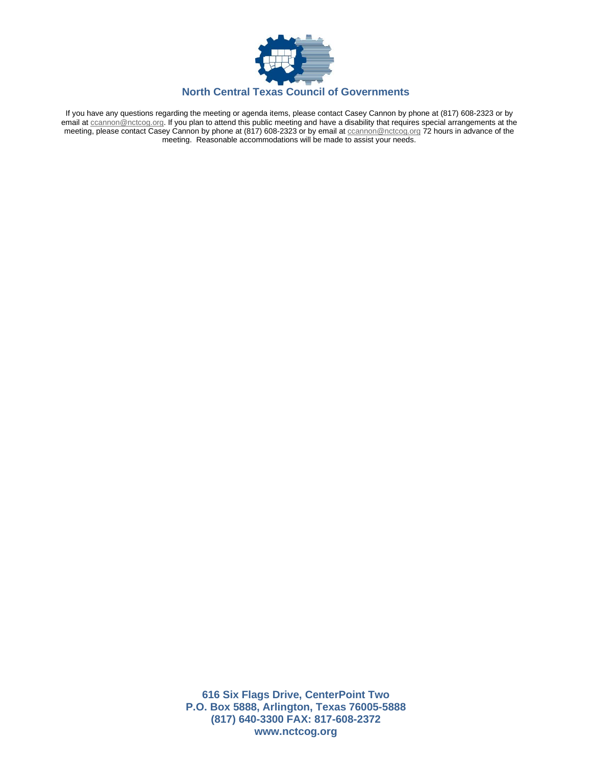**North Central Texas Council of Governments**

If you have any questions regarding the meeting or agenda items, please contact Casey Cannon by phone at (817) 608-2323 or by email at ccannon@nctcog.org. If you plan to attend this public meeting and have a disability that requires special arrangements at the meeting, please contact Casey Cannon by phone at (817) 608-2323 or by email at ccannon@nctcog.org 72 hours in advance of the meeting. Reasonable accommodations will be made to assist your needs.

**616 Six Flags Drive, CenterPoint Two**
**P.O. Box 5888, Arlington, Texas 76005-5888**
**(817) 640-3300 FAX: 817-608-2372**
**www.nctcog.org**